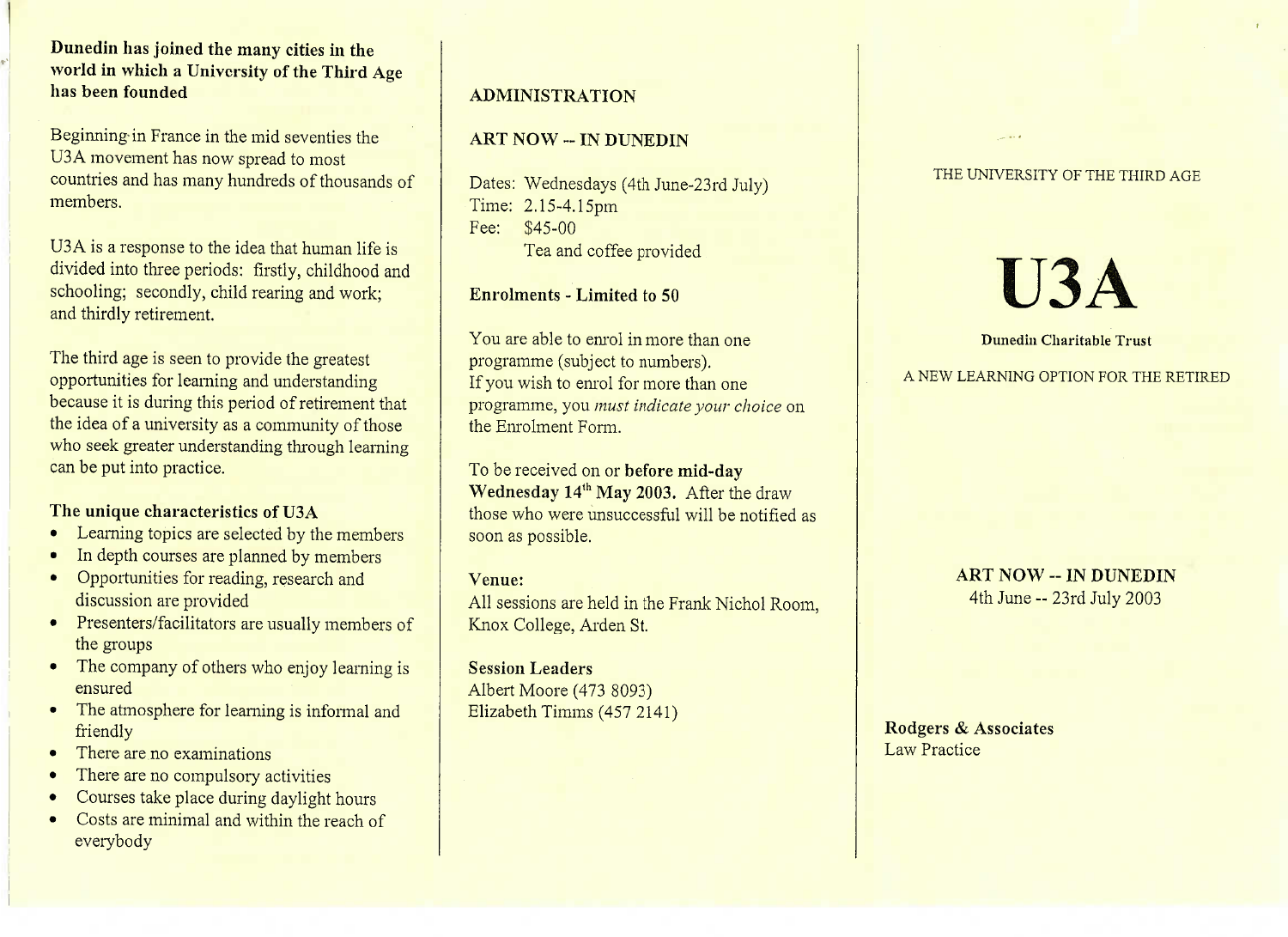**Dunedin has joined the many cities in the world in which a University of the Third Age has been founded**

Beginning in France in the mid seventies the U3A movement has now spread to most countries and has many hundreds of thousands of members.

U3A is a response to the idea that human life is divided into three periods: firstly, childhood and schooling; secondly, child rearing and work; and thirdly retirement.

The third age is seen to provide the greatest opportunities for learning and understanding because it is during this period of retirement that the idea of a university as a community of those who seek greater understanding through learning can be put into practice.

**The unique characteristics of U3A**

- Learning topics are selected by the members
- In depth courses are planned by members
- Opportunities for reading, research and discussion are provided
- Presenters/facilitators are usually members of the groups
- The company of others who enjoy learning is ensured
- The atmosphere for learning is informal and friendly
- There are no examinations
- There are no compulsory activities
- Courses take place during daylight hours
- Costs are minimal and within the reach of everybody

## ADMINISTRATION

**ART NOW -- IN DUNEDIN**

Dates: Wednesdays (4th June-23rd July)
Time: 2.15-4.15pm
Fee: $45-00
Tea and coffee provided

**Enrolments - Limited to 50**

You are able to enrol in more than one programme (subject to numbers).
If you wish to enrol for more than one programme, you *must indicate your choice* on the Enrolment Form.

To be received on or **before mid-day Wednesday 14th May 2003.** After the draw those who were unsuccessful will be notified as soon as possible.

**Venue:**
All sessions are held in the Frank Nichol Room, Knox College, Arden St.

**Session Leaders**
Albert Moore (473 8093)
Elizabeth Timms (457 2141)

THE UNIVERSITY OF THE THIRD AGE

# U3A

**Dunedin Charitable Trust**

A NEW LEARNING OPTION FOR THE RETIRED

**ART NOW -- IN DUNEDIN**
4th June -- 23rd July 2003

**Rodgers & Associates**
Law Practice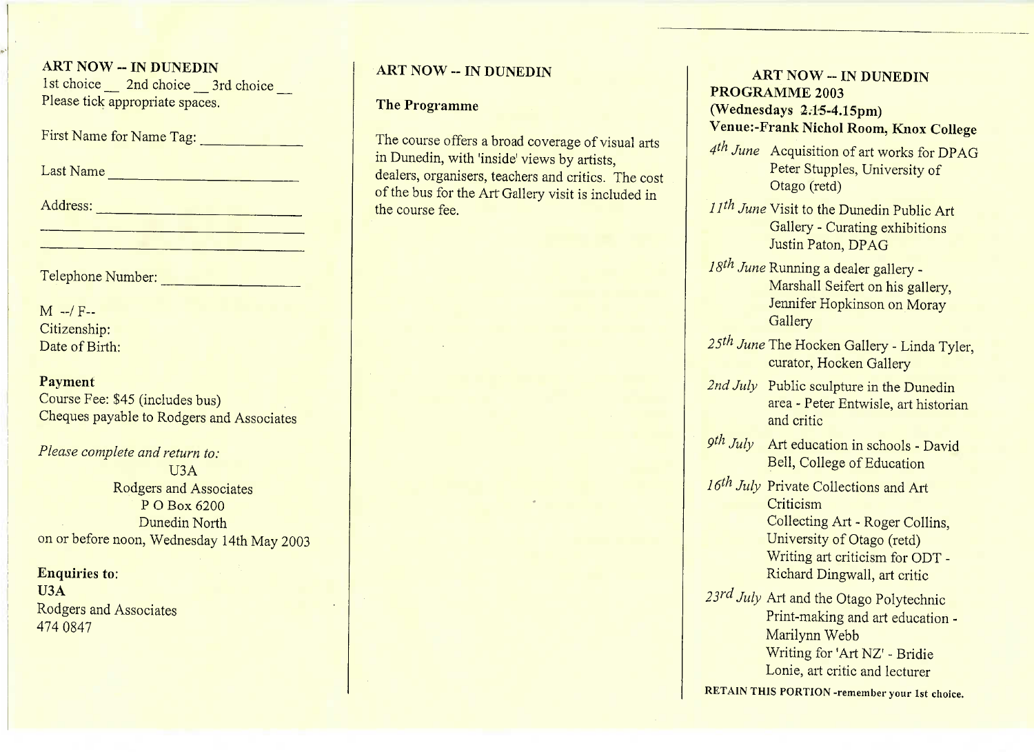**ART NOW -- IN DUNEDIN**
1st choice __ 2nd choice __ 3rd choice __
Please tick appropriate spaces.

First Name for Name Tag: ____________

Last Name ____________________

Address: ____________________

____________________

____________________

Telephone Number: ______________

M --/ F--
Citizenship:
Date of Birth:

**Payment**
Course Fee: $45 (includes bus)
Cheques payable to Rodgers and Associates

*Please complete and return to:*
U3A
Rodgers and Associates
P O Box 6200
Dunedin North
on or before noon, Wednesday 14th May 2003

**Enquiries to:**
**U3A**
Rodgers and Associates
474 0847

**ART NOW -- IN DUNEDIN**

**The Programme**

The course offers a broad coverage of visual arts in Dunedin, with 'inside' views by artists, dealers, organisers, teachers and critics. The cost of the bus for the Art Gallery visit is included in the course fee.

**ART NOW -- IN DUNEDIN**
**PROGRAMME 2003**
**(Wednesdays 2.15-4.15pm)**
**Venue:-Frank Nichol Room, Knox College**

*4th June* Acquisition of art works for DPAG
Peter Stupples, University of Otago (retd)

*11th June* Visit to the Dunedin Public Art Gallery - Curating exhibitions
Justin Paton, DPAG

*18th June* Running a dealer gallery -
Marshall Seifert on his gallery,
Jennifer Hopkinson on Moray Gallery

*25th June* The Hocken Gallery - Linda Tyler, curator, Hocken Gallery

*2nd July* Public sculpture in the Dunedin area - Peter Entwisle, art historian and critic

*9th July* Art education in schools - David Bell, College of Education

*16th July* Private Collections and Art Criticism
Collecting Art - Roger Collins, University of Otago (retd)
Writing art criticism for ODT - Richard Dingwall, art critic

*23rd July* Art and the Otago Polytechnic
Print-making and art education - Marilynn Webb
Writing for 'Art NZ' - Bridie Lonie, art critic and lecturer

**RETAIN THIS PORTION -remember your 1st choice.**